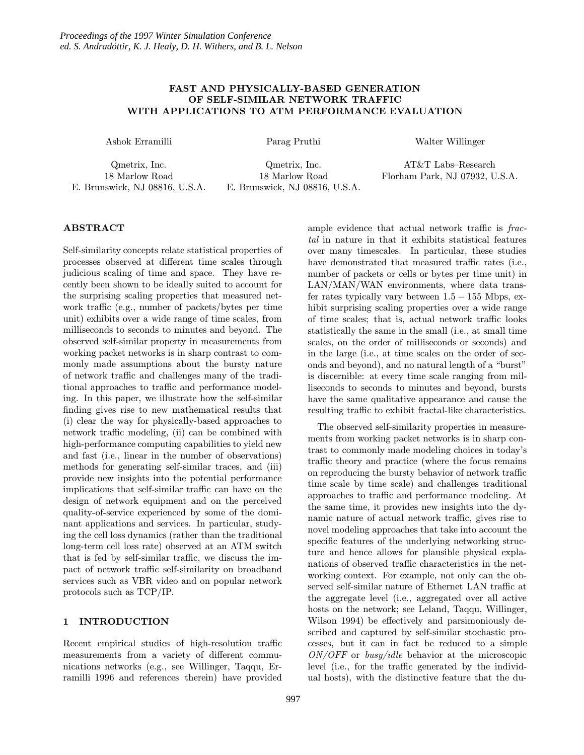*Proceedings of the 1997 Winter Simulation Conference*
*ed. S. Andradóttir, K. J. Healy, D. H. Withers, and B. L. Nelson*

# FAST AND PHYSICALLY-BASED GENERATION OF SELF-SIMILAR NETWORK TRAFFIC WITH APPLICATIONS TO ATM PERFORMANCE EVALUATION

Ashok Erramilli
Qmetrix, Inc.
18 Marlow Road
E. Brunswick, NJ 08816, U.S.A.

Parag Pruthi
Qmetrix, Inc.
18 Marlow Road
E. Brunswick, NJ 08816, U.S.A.

Walter Willinger
AT&T Labs–Research
Florham Park, NJ 07932, U.S.A.

## ABSTRACT

Self-similarity concepts relate statistical properties of processes observed at different time scales through judicious scaling of time and space. They have recently been shown to be ideally suited to account for the surprising scaling properties that measured network traffic (e.g., number of packets/bytes per time unit) exhibits over a wide range of time scales, from milliseconds to seconds to minutes and beyond. The observed self-similar property in measurements from working packet networks is in sharp contrast to commonly made assumptions about the bursty nature of network traffic and challenges many of the traditional approaches to traffic and performance modeling. In this paper, we illustrate how the self-similar finding gives rise to new mathematical results that (i) clear the way for physically-based approaches to network traffic modeling, (ii) can be combined with high-performance computing capabilities to yield new and fast (i.e., linear in the number of observations) methods for generating self-similar traces, and (iii) provide new insights into the potential performance implications that self-similar traffic can have on the design of network equipment and on the perceived quality-of-service experienced by some of the dominant applications and services. In particular, studying the cell loss dynamics (rather than the traditional long-term cell loss rate) observed at an ATM switch that is fed by self-similar traffic, we discuss the impact of network traffic self-similarity on broadband services such as VBR video and on popular network protocols such as TCP/IP.

## 1 INTRODUCTION

Recent empirical studies of high-resolution traffic measurements from a variety of different communications networks (e.g., see Willinger, Taqqu, Erramilli 1996 and references therein) have provided ample evidence that actual network traffic is *fractal* in nature in that it exhibits statistical features over many timescales. In particular, these studies have demonstrated that measured traffic rates (i.e., number of packets or cells or bytes per time unit) in LAN/MAN/WAN environments, where data transfer rates typically vary between $1.5 - 155$ Mbps, exhibit surprising scaling properties over a wide range of time scales; that is, actual network traffic looks statistically the same in the small (i.e., at small time scales, on the order of milliseconds or seconds) and in the large (i.e., at time scales on the order of seconds and beyond), and no natural length of a "burst" is discernible: at every time scale ranging from milliseconds to seconds to minutes and beyond, bursts have the same qualitative appearance and cause the resulting traffic to exhibit fractal-like characteristics.

The observed self-similarity properties in measurements from working packet networks is in sharp contrast to commonly made modeling choices in today's traffic theory and practice (where the focus remains on reproducing the bursty behavior of network traffic time scale by time scale) and challenges traditional approaches to traffic and performance modeling. At the same time, it provides new insights into the dynamic nature of actual network traffic, gives rise to novel modeling approaches that take into account the specific features of the underlying networking structure and hence allows for plausible physical explanations of observed traffic characteristics in the networking context. For example, not only can the observed self-similar nature of Ethernet LAN traffic at the aggregate level (i.e., aggregated over all active hosts on the network; see Leland, Taqqu, Willinger, Wilson 1994) be effectively and parsimoniously described and captured by self-similar stochastic processes, but it can in fact be reduced to a simple *ON/OFF* or *busy/idle* behavior at the microscopic level (i.e., for the traffic generated by the individual hosts), with the distinctive feature that the du-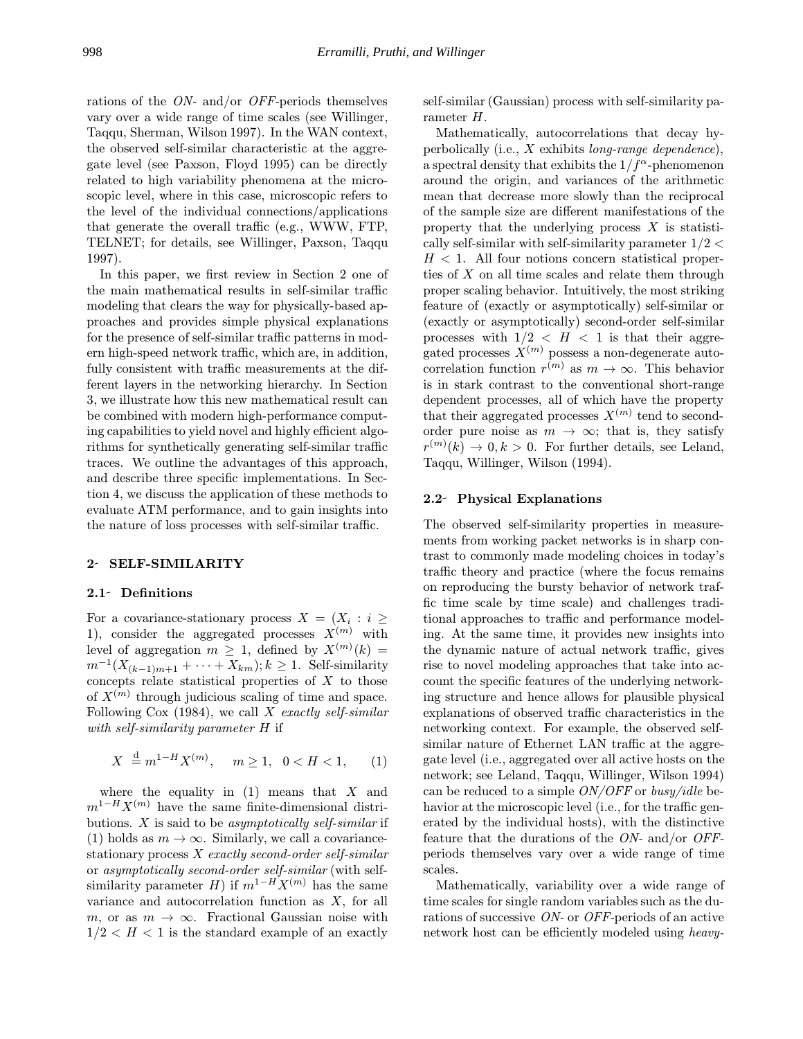rations of the *ON*- and/or *OFF*-periods themselves vary over a wide range of time scales (see Willinger, Taqqu, Sherman, Wilson 1997). In the WAN context, the observed self-similar characteristic at the aggregate level (see Paxson, Floyd 1995) can be directly related to high variability phenomena at the microscopic level, where in this case, microscopic refers to the level of the individual connections/applications that generate the overall traffic (e.g., WWW, FTP, TELNET; for details, see Willinger, Paxson, Taqqu 1997).

In this paper, we first review in Section 2 one of the main mathematical results in self-similar traffic modeling that clears the way for physically-based approaches and provides simple physical explanations for the presence of self-similar traffic patterns in modern high-speed network traffic, which are, in addition, fully consistent with traffic measurements at the different layers in the networking hierarchy. In Section 3, we illustrate how this new mathematical result can be combined with modern high-performance computing capabilities to yield novel and highly efficient algorithms for synthetically generating self-similar traffic traces. We outline the advantages of this approach, and describe three specific implementations. In Section 4, we discuss the application of these methods to evaluate ATM performance, and to gain insights into the nature of loss processes with self-similar traffic.

## 2 SELF-SIMILARITY

### 2.1 Definitions

For a covariance-stationary process $X = (X_i : i \geq 1)$, consider the aggregated processes $X^{(m)}$ with level of aggregation $m \geq 1$, defined by $X^{(m)}(k) = m^{-1}(X_{(k-1)m+1} + \cdots + X_{km}); k \geq 1$. Self-similarity concepts relate statistical properties of $X$ to those of $X^{(m)}$ through judicious scaling of time and space. Following Cox (1984), we call $X$ *exactly self-similar with self-similarity parameter H* if

$$X \stackrel{d}{=} m^{1-H} X^{(m)}, \quad m \geq 1, \quad 0 < H < 1, \qquad (1)$$

where the equality in (1) means that $X$ and $m^{1-H}X^{(m)}$ have the same finite-dimensional distributions. $X$ is said to be *asymptotically self-similar* if (1) holds as $m \to \infty$. Similarly, we call a covariance-stationary process $X$ *exactly second-order self-similar* or *asymptotically second-order self-similar* (with self-similarity parameter $H$) if $m^{1-H}X^{(m)}$ has the same variance and autocorrelation function as $X$, for all $m$, or as $m \to \infty$. Fractional Gaussian noise with $1/2 < H < 1$ is the standard example of an exactly self-similar (Gaussian) process with self-similarity parameter $H$.

Mathematically, autocorrelations that decay hyperbolically (i.e., $X$ exhibits *long-range dependence*), a spectral density that exhibits the $1/f^{\alpha}$-phenomenon around the origin, and variances of the arithmetic mean that decrease more slowly than the reciprocal of the sample size are different manifestations of the property that the underlying process $X$ is statistically self-similar with self-similarity parameter $1/2 < H < 1$. All four notions concern statistical properties of $X$ on all time scales and relate them through proper scaling behavior. Intuitively, the most striking feature of (exactly or asymptotically) self-similar or (exactly or asymptotically) second-order self-similar processes with $1/2 < H < 1$ is that their aggregated processes $X^{(m)}$ possess a non-degenerate autocorrelation function $r^{(m)}$ as $m \to \infty$. This behavior is in stark contrast to the conventional short-range dependent processes, all of which have the property that their aggregated processes $X^{(m)}$ tend to second-order pure noise as $m \to \infty$; that is, they satisfy $r^{(m)}(k) \to 0, k > 0$. For further details, see Leland, Taqqu, Willinger, Wilson (1994).

### 2.2 Physical Explanations

The observed self-similarity properties in measurements from working packet networks is in sharp contrast to commonly made modeling choices in today's traffic theory and practice (where the focus remains on reproducing the bursty behavior of network traffic time scale by time scale) and challenges traditional approaches to traffic and performance modeling. At the same time, it provides new insights into the dynamic nature of actual network traffic, gives rise to novel modeling approaches that take into account the specific features of the underlying networking structure and hence allows for plausible physical explanations of observed traffic characteristics in the networking context. For example, the observed self-similar nature of Ethernet LAN traffic at the aggregate level (i.e., aggregated over all active hosts on the network; see Leland, Taqqu, Willinger, Wilson 1994) can be reduced to a simple *ON/OFF* or *busy/idle* behavior at the microscopic level (i.e., for the traffic generated by the individual hosts), with the distinctive feature that the durations of the *ON*- and/or *OFF*-periods themselves vary over a wide range of time scales.

Mathematically, variability over a wide range of time scales for single random variables such as the durations of successive *ON*- or *OFF*-periods of an active network host can be efficiently modeled using *heavy-*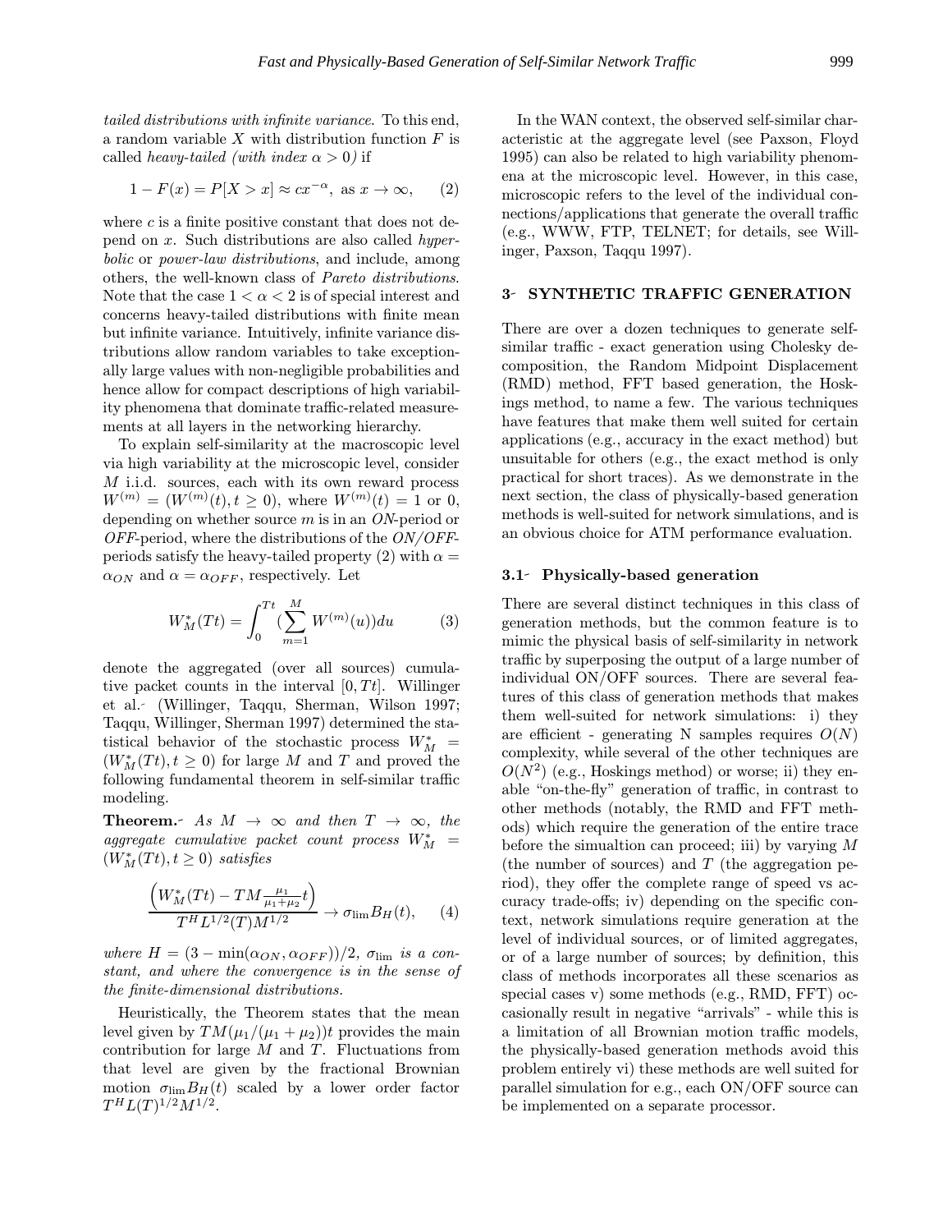*tailed distributions with infinite variance*. To this end, a random variable $X$ with distribution function $F$ is called *heavy-tailed (with index $\alpha > 0$)* if

$$1 - F(x) = P[X > x] \approx cx^{-\alpha}, \text{ as } x \to \infty, \qquad (2)$$

where $c$ is a finite positive constant that does not depend on $x$. Such distributions are also called *hyperbolic* or *power-law distributions*, and include, among others, the well-known class of *Pareto distributions*. Note that the case $1 < \alpha < 2$ is of special interest and concerns heavy-tailed distributions with finite mean but infinite variance. Intuitively, infinite variance distributions allow random variables to take exceptionally large values with non-negligible probabilities and hence allow for compact descriptions of high variability phenomena that dominate traffic-related measurements at all layers in the networking hierarchy.

To explain self-similarity at the macroscopic level via high variability at the microscopic level, consider $M$ i.i.d. sources, each with its own reward process $W^{(m)} = (W^{(m)}(t), t \geq 0)$, where $W^{(m)}(t) = 1$ or 0, depending on whether source $m$ is in an *ON*-period or *OFF*-period, where the distributions of the *ON/OFF*-periods satisfy the heavy-tailed property (2) with $\alpha = \alpha_{ON}$ and $\alpha = \alpha_{OFF}$, respectively. Let

$$W_M^*(Tt) = \int_0^{Tt} (\sum_{m=1}^{M} W^{(m)}(u))du \qquad (3)$$

denote the aggregated (over all sources) cumulative packet counts in the interval $[0, Tt]$. Willinger et al. (Willinger, Taqqu, Sherman, Wilson 1997; Taqqu, Willinger, Sherman 1997) determined the statistical behavior of the stochastic process $W_M^* = (W_M^*(Tt), t \geq 0)$ for large $M$ and $T$ and proved the following fundamental theorem in self-similar traffic modeling.

**Theorem.** *As $M \to \infty$ and then $T \to \infty$, the aggregate cumulative packet count process $W_M^* = (W_M^*(Tt), t \geq 0)$ satisfies*

$$\frac{\left(W_M^*(Tt) - TM\frac{\mu_1}{\mu_1+\mu_2}t\right)}{T^H L^{1/2}(T) M^{1/2}} \to \sigma_{\lim} B_H(t), \qquad (4)$$

*where $H = (3 - \min(\alpha_{ON}, \alpha_{OFF}))/2$, $\sigma_{\lim}$ is a constant, and where the convergence is in the sense of the finite-dimensional distributions.*

Heuristically, the Theorem states that the mean level given by $TM(\mu_1/(\mu_1 + \mu_2))t$ provides the main contribution for large $M$ and $T$. Fluctuations from that level are given by the fractional Brownian motion $\sigma_{\lim} B_H(t)$ scaled by a lower order factor $T^H L(T)^{1/2} M^{1/2}$.

In the WAN context, the observed self-similar characteristic at the aggregate level (see Paxson, Floyd 1995) can also be related to high variability phenomena at the microscopic level. However, in this case, microscopic refers to the level of the individual connections/applications that generate the overall traffic (e.g., WWW, FTP, TELNET; for details, see Willinger, Paxson, Taqqu 1997).

## 3 SYNTHETIC TRAFFIC GENERATION

There are over a dozen techniques to generate self-similar traffic - exact generation using Cholesky decomposition, the Random Midpoint Displacement (RMD) method, FFT based generation, the Hoskings method, to name a few. The various techniques have features that make them well suited for certain applications (e.g., accuracy in the exact method) but unsuitable for others (e.g., the exact method is only practical for short traces). As we demonstrate in the next section, the class of physically-based generation methods is well-suited for network simulations, and is an obvious choice for ATM performance evaluation.

### 3.1 Physically-based generation

There are several distinct techniques in this class of generation methods, but the common feature is to mimic the physical basis of self-similarity in network traffic by superposing the output of a large number of individual ON/OFF sources. There are several features of this class of generation methods that makes them well-suited for network simulations: i) they are efficient - generating N samples requires $O(N)$ complexity, while several of the other techniques are $O(N^2)$ (e.g., Hoskings method) or worse; ii) they enable "on-the-fly" generation of traffic, in contrast to other methods (notably, the RMD and FFT methods) which require the generation of the entire trace before the simualtion can proceed; iii) by varying $M$ (the number of sources) and $T$ (the aggregation period), they offer the complete range of speed vs accuracy trade-offs; iv) depending on the specific context, network simulations require generation at the level of individual sources, or of limited aggregates, or of a large number of sources; by definition, this class of methods incorporates all these scenarios as special cases v) some methods (e.g., RMD, FFT) occasionally result in negative "arrivals" - while this is a limitation of all Brownian motion traffic models, the physically-based generation methods avoid this problem entirely vi) these methods are well suited for parallel simulation for e.g., each ON/OFF source can be implemented on a separate processor.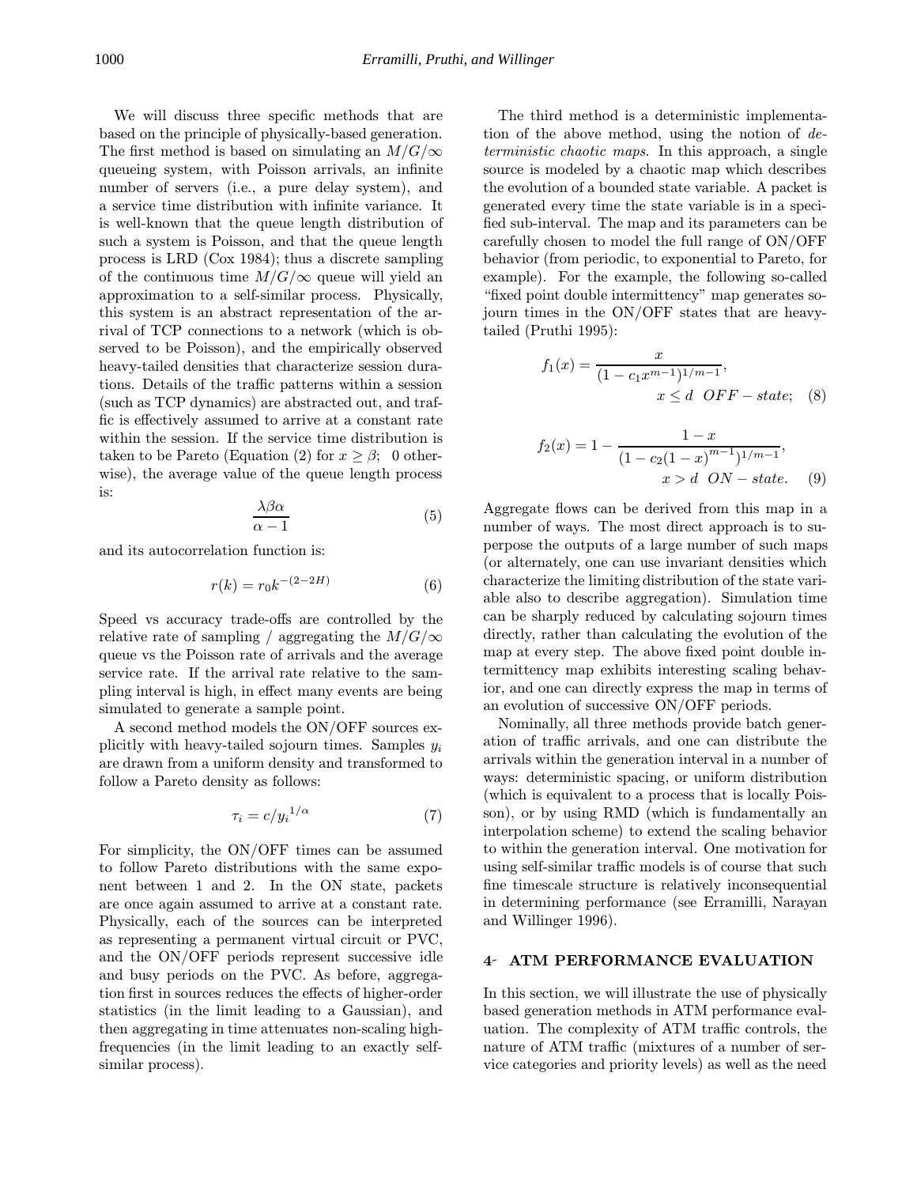We will discuss three specific methods that are based on the principle of physically-based generation. The first method is based on simulating an $M/G/\infty$ queueing system, with Poisson arrivals, an infinite number of servers (i.e., a pure delay system), and a service time distribution with infinite variance. It is well-known that the queue length distribution of such a system is Poisson, and that the queue length process is LRD (Cox 1984); thus a discrete sampling of the continuous time $M/G/\infty$ queue will yield an approximation to a self-similar process. Physically, this system is an abstract representation of the arrival of TCP connections to a network (which is observed to be Poisson), and the empirically observed heavy-tailed densities that characterize session durations. Details of the traffic patterns within a session (such as TCP dynamics) are abstracted out, and traffic is effectively assumed to arrive at a constant rate within the session. If the service time distribution is taken to be Pareto (Equation (2) for $x \geq \beta$; 0 otherwise), the average value of the queue length process is:

$$\frac{\lambda \beta \alpha}{\alpha - 1} \tag{5}$$

and its autocorrelation function is:

$$r(k) = r_0 k^{-(2-2H)} \tag{6}$$

Speed vs accuracy trade-offs are controlled by the relative rate of sampling / aggregating the $M/G/\infty$ queue vs the Poisson rate of arrivals and the average service rate. If the arrival rate relative to the sampling interval is high, in effect many events are being simulated to generate a sample point.

A second method models the ON/OFF sources explicitly with heavy-tailed sojourn times. Samples $y_i$ are drawn from a uniform density and transformed to follow a Pareto density as follows:

$$\tau_i = c / {y_i}^{1/\alpha} \tag{7}$$

For simplicity, the ON/OFF times can be assumed to follow Pareto distributions with the same exponent between 1 and 2. In the ON state, packets are once again assumed to arrive at a constant rate. Physically, each of the sources can be interpreted as representing a permanent virtual circuit or PVC, and the ON/OFF periods represent successive idle and busy periods on the PVC. As before, aggregation first in sources reduces the effects of higher-order statistics (in the limit leading to a Gaussian), and then aggregating in time attenuates non-scaling high-frequencies (in the limit leading to an exactly self-similar process).

The third method is a deterministic implementation of the above method, using the notion of *deterministic chaotic maps*. In this approach, a single source is modeled by a chaotic map which describes the evolution of a bounded state variable. A packet is generated every time the state variable is in a specified sub-interval. The map and its parameters can be carefully chosen to model the full range of ON/OFF behavior (from periodic, to exponential to Pareto, for example). For the example, the following so-called "fixed point double intermittency" map generates sojourn times in the ON/OFF states that are heavy-tailed (Pruthi 1995):

$$f_1(x) = \frac{x}{(1 - c_1 x^{m-1})^{1/m-1}}, \quad x \leq d \quad OFF-state; \tag{8}$$

$$f_2(x) = 1 - \frac{1-x}{(1 - c_2(1-x)^{m-1})^{1/m-1}}, \quad x > d \quad ON-state. \tag{9}$$

Aggregate flows can be derived from this map in a number of ways. The most direct approach is to superpose the outputs of a large number of such maps (or alternately, one can use invariant densities which characterize the limiting distribution of the state variable also to describe aggregation). Simulation time can be sharply reduced by calculating sojourn times directly, rather than calculating the evolution of the map at every step. The above fixed point double intermittency map exhibits interesting scaling behavior, and one can directly express the map in terms of an evolution of successive ON/OFF periods.

Nominally, all three methods provide batch generation of traffic arrivals, and one can distribute the arrivals within the generation interval in a number of ways: deterministic spacing, or uniform distribution (which is equivalent to a process that is locally Poisson), or by using RMD (which is fundamentally an interpolation scheme) to extend the scaling behavior to within the generation interval. One motivation for using self-similar traffic models is of course that such fine timescale structure is relatively inconsequential in determining performance (see Erramilli, Narayan and Willinger 1996).

## 4 ATM PERFORMANCE EVALUATION

In this section, we will illustrate the use of physically based generation methods in ATM performance evaluation. The complexity of ATM traffic controls, the nature of ATM traffic (mixtures of a number of service categories and priority levels) as well as the need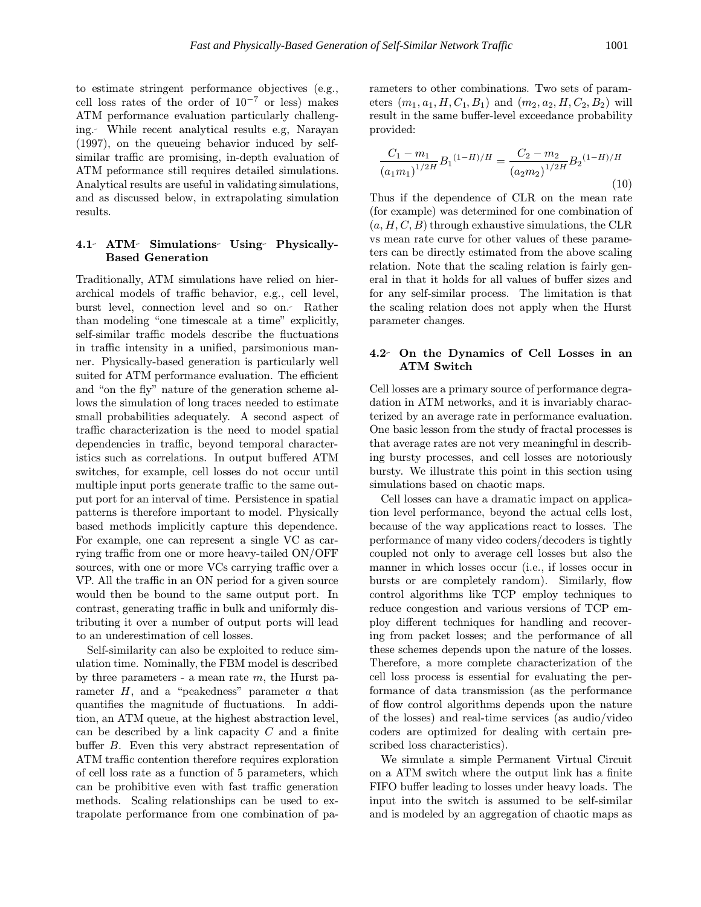to estimate stringent performance objectives (e.g., cell loss rates of the order of $10^{-7}$ or less) makes ATM performance evaluation particularly challenging. While recent analytical results e.g, Narayan (1997), on the queueing behavior induced by self-similar traffic are promising, in-depth evaluation of ATM peformance still requires detailed simulations. Analytical results are useful in validating simulations, and as discussed below, in extrapolating simulation results.

### 4.1 ATM Simulations Using Physically-Based Generation

Traditionally, ATM simulations have relied on hierarchical models of traffic behavior, e.g., cell level, burst level, connection level and so on. Rather than modeling "one timescale at a time" explicitly, self-similar traffic models describe the fluctuations in traffic intensity in a unified, parsimonious manner. Physically-based generation is particularly well suited for ATM performance evaluation. The efficient and "on the fly" nature of the generation scheme allows the simulation of long traces needed to estimate small probabilities adequately. A second aspect of traffic characterization is the need to model spatial dependencies in traffic, beyond temporal characteristics such as correlations. In output buffered ATM switches, for example, cell losses do not occur until multiple input ports generate traffic to the same output port for an interval of time. Persistence in spatial patterns is therefore important to model. Physically based methods implicitly capture this dependence. For example, one can represent a single VC as carrying traffic from one or more heavy-tailed ON/OFF sources, with one or more VCs carrying traffic over a VP. All the traffic in an ON period for a given source would then be bound to the same output port. In contrast, generating traffic in bulk and uniformly distributing it over a number of output ports will lead to an underestimation of cell losses.

Self-similarity can also be exploited to reduce simulation time. Nominally, the FBM model is described by three parameters - a mean rate $m$, the Hurst parameter $H$, and a "peakedness" parameter $a$ that quantifies the magnitude of fluctuations. In addition, an ATM queue, at the highest abstraction level, can be described by a link capacity $C$ and a finite buffer $B$. Even this very abstract representation of ATM traffic contention therefore requires exploration of cell loss rate as a function of 5 parameters, which can be prohibitive even with fast traffic generation methods. Scaling relationships can be used to extrapolate performance from one combination of parameters to other combinations. Two sets of parameters $(m_1, a_1, H, C_1, B_1)$ and $(m_2, a_2, H, C_2, B_2)$ will result in the same buffer-level exceedance probability provided:

$$\frac{C_1 - m_1}{(a_1 m_1)^{1/2H}} B_1^{(1-H)/H} = \frac{C_2 - m_2}{(a_2 m_2)^{1/2H}} B_2^{(1-H)/H} \tag{10}$$

Thus if the dependence of CLR on the mean rate (for example) was determined for one combination of $(a, H, C, B)$ through exhaustive simulations, the CLR vs mean rate curve for other values of these parameters can be directly estimated from the above scaling relation. Note that the scaling relation is fairly general in that it holds for all values of buffer sizes and for any self-similar process. The limitation is that the scaling relation does not apply when the Hurst parameter changes.

### 4.2 On the Dynamics of Cell Losses in an ATM Switch

Cell losses are a primary source of performance degradation in ATM networks, and it is invariably characterized by an average rate in performance evaluation. One basic lesson from the study of fractal processes is that average rates are not very meaningful in describing bursty processes, and cell losses are notoriously bursty. We illustrate this point in this section using simulations based on chaotic maps.

Cell losses can have a dramatic impact on application level performance, beyond the actual cells lost, because of the way applications react to losses. The performance of many video coders/decoders is tightly coupled not only to average cell losses but also the manner in which losses occur (i.e., if losses occur in bursts or are completely random). Similarly, flow control algorithms like TCP employ techniques to reduce congestion and various versions of TCP employ different techniques for handling and recovering from packet losses; and the performance of all these schemes depends upon the nature of the losses. Therefore, a more complete characterization of the cell loss process is essential for evaluating the performance of data transmission (as the performance of flow control algorithms depends upon the nature of the losses) and real-time services (as audio/video coders are optimized for dealing with certain prescribed loss characteristics).

We simulate a simple Permanent Virtual Circuit on a ATM switch where the output link has a finite FIFO buffer leading to losses under heavy loads. The input into the switch is assumed to be self-similar and is modeled by an aggregation of chaotic maps as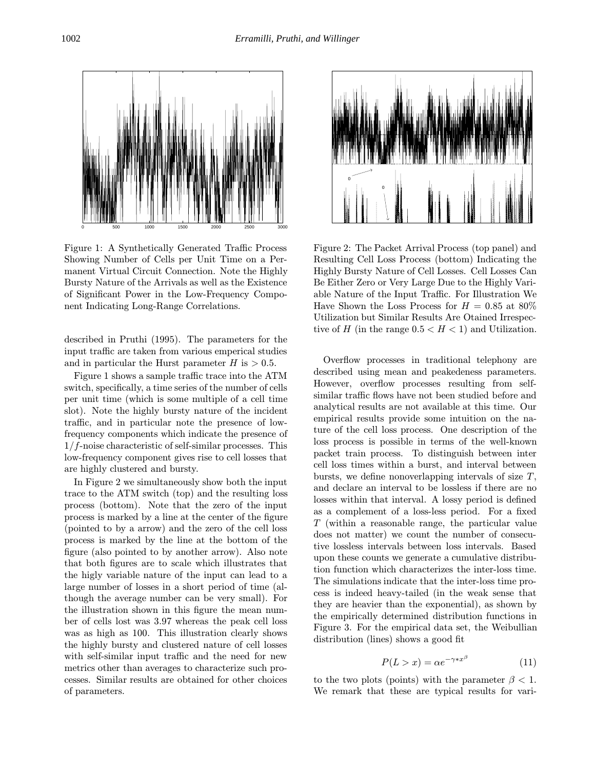Figure 1: A Synthetically Generated Traffic Process Showing Number of Cells per Unit Time on a Permanent Virtual Circuit Connection. Note the Highly Bursty Nature of the Arrivals as well as the Existence of Significant Power in the Low-Frequency Component Indicating Long-Range Correlations.

described in Pruthi (1995). The parameters for the input traffic are taken from various emperical studies and in particular the Hurst parameter $H$ is $> 0.5$.

Figure 1 shows a sample traffic trace into the ATM switch, specifically, a time series of the number of cells per unit time (which is some multiple of a cell time slot). Note the highly bursty nature of the incident traffic, and in particular note the presence of low-frequency components which indicate the presence of $1/f$-noise characteristic of self-similar processes. This low-frequency component gives rise to cell losses that are highly clustered and bursty.

In Figure 2 we simultaneously show both the input trace to the ATM switch (top) and the resulting loss process (bottom). Note that the zero of the input process is marked by a line at the center of the figure (pointed to by a arrow) and the zero of the cell loss process is marked by the line at the bottom of the figure (also pointed to by another arrow). Also note that both figures are to scale which illustrates that the higly variable nature of the input can lead to a large number of losses in a short period of time (although the average number can be very small). For the illustration shown in this figure the mean number of cells lost was 3.97 whereas the peak cell loss was as high as 100. This illustration clearly shows the highly bursty and clustered nature of cell losses with self-similar input traffic and the need for new metrics other than averages to characterize such processes. Similar results are obtained for other choices of parameters.

Figure 2: The Packet Arrival Process (top panel) and Resulting Cell Loss Process (bottom) Indicating the Highly Bursty Nature of Cell Losses. Cell Losses Can Be Either Zero or Very Large Due to the Highly Variable Nature of the Input Traffic. For Illustration We Have Shown the Loss Process for $H = 0.85$ at 80% Utilization but Similar Results Are Otained Irrespective of $H$ (in the range $0.5 < H < 1$) and Utilization.

Overflow processes in traditional telephony are described using mean and peakedeness parameters. However, overflow processes resulting from self-similar traffic flows have not been studied before and analytical results are not available at this time. Our empirical results provide some intuition on the nature of the cell loss process. One description of the loss process is possible in terms of the well-known packet train process. To distinguish between inter cell loss times within a burst, and interval between bursts, we define nonoverlapping intervals of size $T$, and declare an interval to be lossless if there are no losses within that interval. A lossy period is defined as a complement of a loss-less period. For a fixed $T$ (within a reasonable range, the particular value does not matter) we count the number of consecutive lossless intervals between loss intervals. Based upon these counts we generate a cumulative distribution function which characterizes the inter-loss time. The simulations indicate that the inter-loss time process is indeed heavy-tailed (in the weak sense that they are heavier than the exponential), as shown by the empirically determined distribution functions in Figure 3. For the empirical data set, the Weibullian distribution (lines) shows a good fit

$$P(L > x) = \alpha e^{-\gamma * x^{\beta}} \qquad (11)$$

to the two plots (points) with the parameter $\beta < 1$. We remark that these are typical results for vari-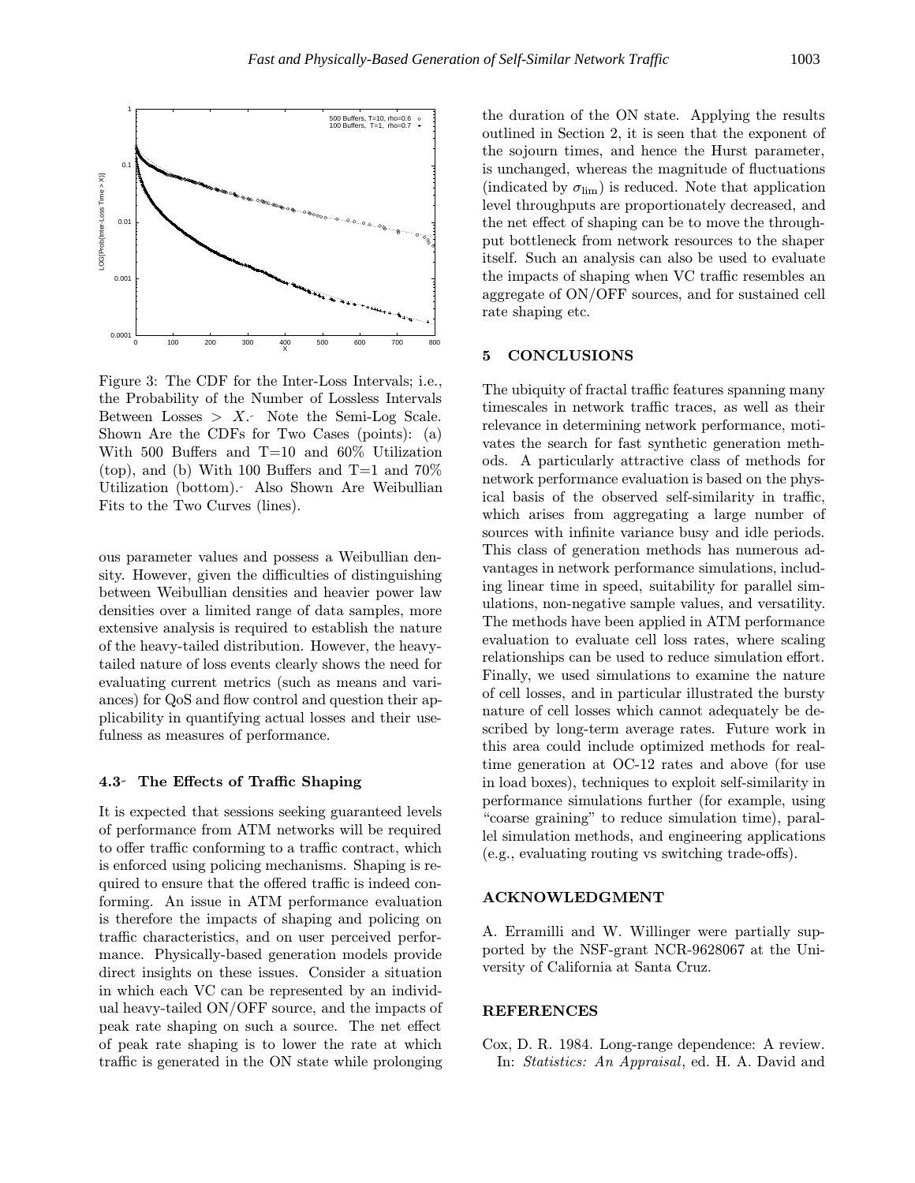Figure 3: The CDF for the Inter-Loss Intervals; i.e., the Probability of the Number of Lossless Intervals Between Losses $> X$. Note the Semi-Log Scale. Shown Are the CDFs for Two Cases (points): (a) With 500 Buffers and T=10 and 60% Utilization (top), and (b) With 100 Buffers and T=1 and 70% Utilization (bottom). Also Shown Are Weibullian Fits to the Two Curves (lines).

ous parameter values and possess a Weibullian density. However, given the difficulties of distinguishing between Weibullian densities and heavier power law densities over a limited range of data samples, more extensive analysis is required to establish the nature of the heavy-tailed distribution. However, the heavy-tailed nature of loss events clearly shows the need for evaluating current metrics (such as means and variances) for QoS and flow control and question their applicability in quantifying actual losses and their usefulness as measures of performance.

### 4.3 The Effects of Traffic Shaping

It is expected that sessions seeking guaranteed levels of performance from ATM networks will be required to offer traffic conforming to a traffic contract, which is enforced using policing mechanisms. Shaping is required to ensure that the offered traffic is indeed conforming. An issue in ATM performance evaluation is therefore the impacts of shaping and policing on traffic characteristics, and on user perceived performance. Physically-based generation models provide direct insights on these issues. Consider a situation in which each VC can be represented by an individual heavy-tailed ON/OFF source, and the impacts of peak rate shaping on such a source. The net effect of peak rate shaping is to lower the rate at which traffic is generated in the ON state while prolonging the duration of the ON state. Applying the results outlined in Section 2, it is seen that the exponent of the sojourn times, and hence the Hurst parameter, is unchanged, whereas the magnitude of fluctuations (indicated by $\sigma_{\lim}$) is reduced. Note that application level throughputs are proportionately decreased, and the net effect of shaping can be to move the throughput bottleneck from network resources to the shaper itself. Such an analysis can also be used to evaluate the impacts of shaping when VC traffic resembles an aggregate of ON/OFF sources, and for sustained cell rate shaping etc.

## 5 CONCLUSIONS

The ubiquity of fractal traffic features spanning many timescales in network traffic traces, as well as their relevance in determining network performance, motivates the search for fast synthetic generation methods. A particularly attractive class of methods for network performance evaluation is based on the physical basis of the observed self-similarity in traffic, which arises from aggregating a large number of sources with infinite variance busy and idle periods. This class of generation methods has numerous advantages in network performance simulations, including linear time in speed, suitability for parallel simulations, non-negative sample values, and versatility. The methods have been applied in ATM performance evaluation to evaluate cell loss rates, where scaling relationships can be used to reduce simulation effort. Finally, we used simulations to examine the nature of cell losses, and in particular illustrated the bursty nature of cell losses which cannot adequately be described by long-term average rates. Future work in this area could include optimized methods for real-time generation at OC-12 rates and above (for use in load boxes), techniques to exploit self-similarity in performance simulations further (for example, using "coarse graining" to reduce simulation time), parallel simulation methods, and engineering applications (e.g., evaluating routing vs switching trade-offs).

## ACKNOWLEDGMENT

A. Erramilli and W. Willinger were partially supported by the NSF-grant NCR-9628067 at the University of California at Santa Cruz.

## REFERENCES

Cox, D. R. 1984. Long-range dependence: A review. In: *Statistics: An Appraisal*, ed. H. A. David and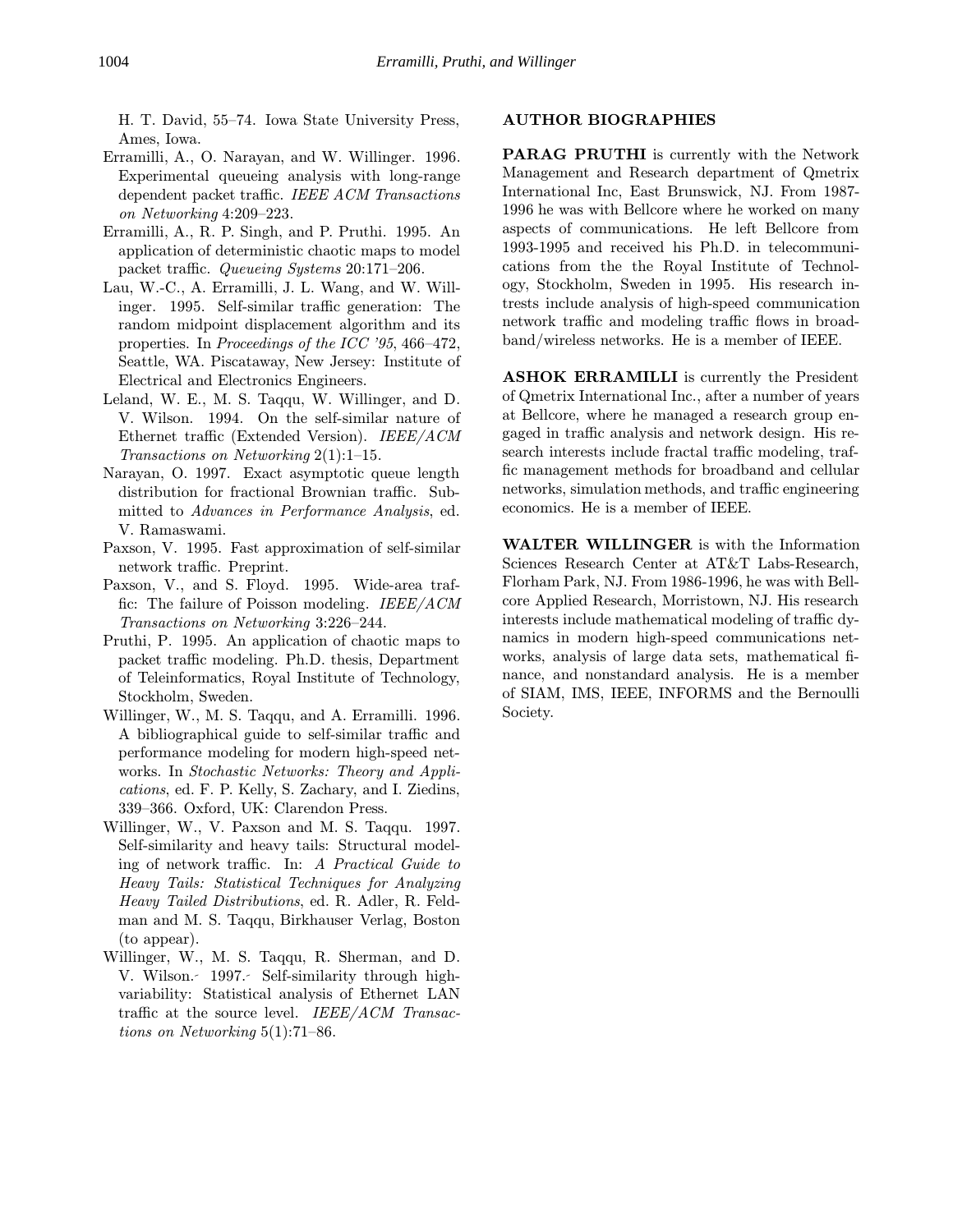H. T. David, 55–74. Iowa State University Press, Ames, Iowa.

Erramilli, A., O. Narayan, and W. Willinger. 1996. Experimental queueing analysis with long-range dependent packet traffic. *IEEE ACM Transactions on Networking* 4:209–223.

Erramilli, A., R. P. Singh, and P. Pruthi. 1995. An application of deterministic chaotic maps to model packet traffic. *Queueing Systems* 20:171–206.

Lau, W.-C., A. Erramilli, J. L. Wang, and W. Willinger. 1995. Self-similar traffic generation: The random midpoint displacement algorithm and its properties. In *Proceedings of the ICC '95*, 466–472, Seattle, WA. Piscataway, New Jersey: Institute of Electrical and Electronics Engineers.

Leland, W. E., M. S. Taqqu, W. Willinger, and D. V. Wilson. 1994. On the self-similar nature of Ethernet traffic (Extended Version). *IEEE/ACM Transactions on Networking* 2(1):1–15.

Narayan, O. 1997. Exact asymptotic queue length distribution for fractional Brownian traffic. Submitted to *Advances in Performance Analysis*, ed. V. Ramaswami.

Paxson, V. 1995. Fast approximation of self-similar network traffic. Preprint.

Paxson, V., and S. Floyd. 1995. Wide-area traffic: The failure of Poisson modeling. *IEEE/ACM Transactions on Networking* 3:226–244.

Pruthi, P. 1995. An application of chaotic maps to packet traffic modeling. Ph.D. thesis, Department of Teleinformatics, Royal Institute of Technology, Stockholm, Sweden.

Willinger, W., M. S. Taqqu, and A. Erramilli. 1996. A bibliographical guide to self-similar traffic and performance modeling for modern high-speed networks. In *Stochastic Networks: Theory and Applications*, ed. F. P. Kelly, S. Zachary, and I. Ziedins, 339–366. Oxford, UK: Clarendon Press.

Willinger, W., V. Paxson and M. S. Taqqu. 1997. Self-similarity and heavy tails: Structural modeling of network traffic. In: *A Practical Guide to Heavy Tails: Statistical Techniques for Analyzing Heavy Tailed Distributions*, ed. R. Adler, R. Feldman and M. S. Taqqu, Birkhauser Verlag, Boston (to appear).

Willinger, W., M. S. Taqqu, R. Sherman, and D. V. Wilson. 1997. Self-similarity through high-variability: Statistical analysis of Ethernet LAN traffic at the source level. *IEEE/ACM Transactions on Networking* 5(1):71–86.

## AUTHOR BIOGRAPHIES

**PARAG PRUTHI** is currently with the Network Management and Research department of Qmetrix International Inc, East Brunswick, NJ. From 1987-1996 he was with Bellcore where he worked on many aspects of communications. He left Bellcore from 1993-1995 and received his Ph.D. in telecommunications from the the Royal Institute of Technology, Stockholm, Sweden in 1995. His research intrests include analysis of high-speed communication network traffic and modeling traffic flows in broadband/wireless networks. He is a member of IEEE.

**ASHOK ERRAMILLI** is currently the President of Qmetrix International Inc., after a number of years at Bellcore, where he managed a research group engaged in traffic analysis and network design. His research interests include fractal traffic modeling, traffic management methods for broadband and cellular networks, simulation methods, and traffic engineering economics. He is a member of IEEE.

**WALTER WILLINGER** is with the Information Sciences Research Center at AT&T Labs-Research, Florham Park, NJ. From 1986-1996, he was with Bellcore Applied Research, Morristown, NJ. His research interests include mathematical modeling of traffic dynamics in modern high-speed communications networks, analysis of large data sets, mathematical finance, and nonstandard analysis. He is a member of SIAM, IMS, IEEE, INFORMS and the Bernoulli Society.